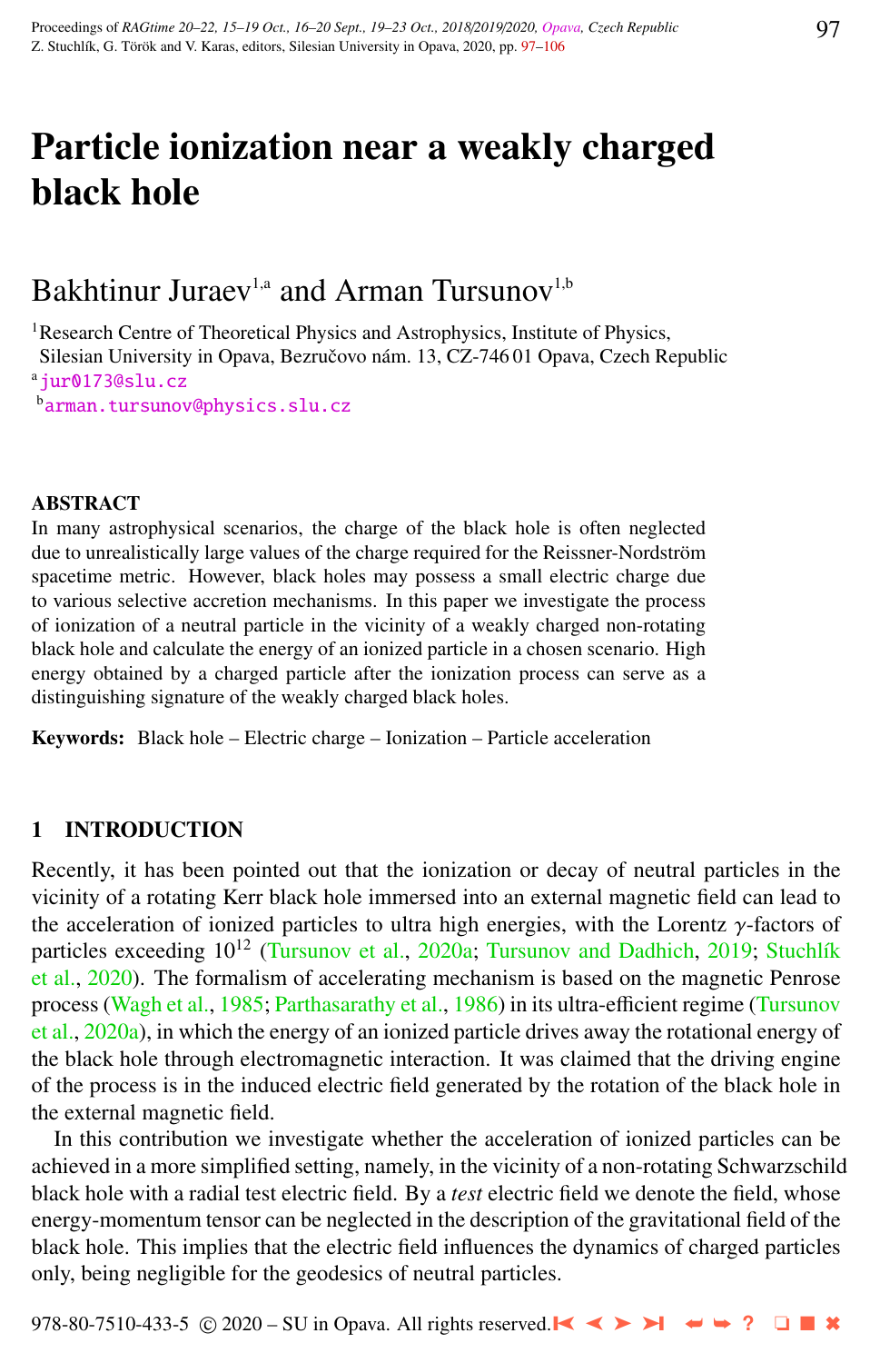# Particle ionization near a weakly charged black hole

Bakhtinur Juraev[1,a] and Arman Tursunov[1,b]

[1]Research Centre of Theoretical Physics and Astrophysics, Institute of Physics, Silesian University in Opava, Bezručovo nám. 13, CZ-746 01 Opava, Czech Republic

[a]jur0173@slu.cz

[b]arman.tursunov@physics.slu.cz

## ABSTRACT

In many astrophysical scenarios, the charge of the black hole is often neglected due to unrealistically large values of the charge required for the Reissner-Nordström spacetime metric. However, black holes may possess a small electric charge due to various selective accretion mechanisms. In this paper we investigate the process of ionization of a neutral particle in the vicinity of a weakly charged non-rotating black hole and calculate the energy of an ionized particle in a chosen scenario. High energy obtained by a charged particle after the ionization process can serve as a distinguishing signature of the weakly charged black holes.

**Keywords:** Black hole – Electric charge – Ionization – Particle acceleration

## 1 INTRODUCTION

Recently, it has been pointed out that the ionization or decay of neutral particles in the vicinity of a rotating Kerr black hole immersed into an external magnetic field can lead to the acceleration of ionized particles to ultra high energies, with the Lorentz $\gamma$-factors of particles exceeding $10^{12}$ (Tursunov et al., 2020a; Tursunov and Dadhich, 2019; Stuchlík et al., 2020). The formalism of accelerating mechanism is based on the magnetic Penrose process (Wagh et al., 1985; Parthasarathy et al., 1986) in its ultra-efficient regime (Tursunov et al., 2020a), in which the energy of an ionized particle drives away the rotational energy of the black hole through electromagnetic interaction. It was claimed that the driving engine of the process is in the induced electric field generated by the rotation of the black hole in the external magnetic field.

In this contribution we investigate whether the acceleration of ionized particles can be achieved in a more simplified setting, namely, in the vicinity of a non-rotating Schwarzschild black hole with a radial test electric field. By a *test* electric field we denote the field, whose energy-momentum tensor can be neglected in the description of the gravitational field of the black hole. This implies that the electric field influences the dynamics of charged particles only, being negligible for the geodesics of neutral particles.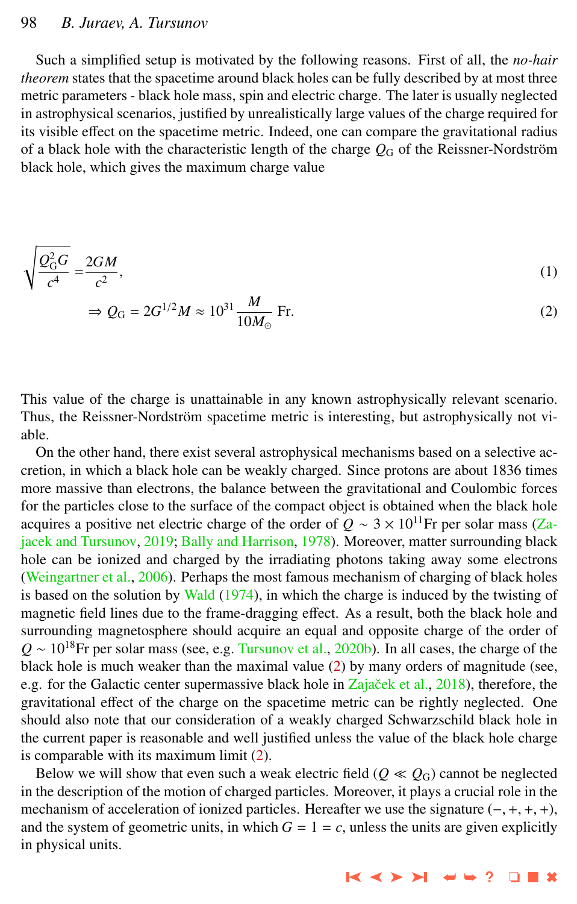Such a simplified setup is motivated by the following reasons. First of all, the *no-hair theorem* states that the spacetime around black holes can be fully described by at most three metric parameters - black hole mass, spin and electric charge. The later is usually neglected in astrophysical scenarios, justified by unrealistically large values of the charge required for its visible effect on the spacetime metric. Indeed, one can compare the gravitational radius of a black hole with the characteristic length of the charge $Q_{\rm G}$ of the Reissner-Nordström black hole, which gives the maximum charge value

$$
\sqrt{\frac{Q_{\rm G}^2 G}{c^4}} = \frac{2GM}{c^2}, \tag{1}
$$

$$
\Rightarrow Q_{\rm G} = 2G^{1/2} M \approx 10^{31} \frac{M}{10 M_\odot}\ \text{Fr}. \tag{2}
$$

This value of the charge is unattainable in any known astrophysically relevant scenario. Thus, the Reissner-Nordström spacetime metric is interesting, but astrophysically not viable.

On the other hand, there exist several astrophysical mechanisms based on a selective accretion, in which a black hole can be weakly charged. Since protons are about 1836 times more massive than electrons, the balance between the gravitational and Coulombic forces for the particles close to the surface of the compact object is obtained when the black hole acquires a positive net electric charge of the order of $Q \sim 3 \times 10^{11}$Fr per solar mass (Zajacek and Tursunov, 2019; Bally and Harrison, 1978). Moreover, matter surrounding black hole can be ionized and charged by the irradiating photons taking away some electrons (Weingartner et al., 2006). Perhaps the most famous mechanism of charging of black holes is based on the solution by Wald (1974), in which the charge is induced by the twisting of magnetic field lines due to the frame-dragging effect. As a result, both the black hole and surrounding magnetosphere should acquire an equal and opposite charge of the order of $Q \sim 10^{18}$Fr per solar mass (see, e.g. Tursunov et al., 2020b). In all cases, the charge of the black hole is much weaker than the maximal value (2) by many orders of magnitude (see, e.g. for the Galactic center supermassive black hole in Zajaček et al., 2018), therefore, the gravitational effect of the charge on the spacetime metric can be rightly neglected. One should also note that our consideration of a weakly charged Schwarzschild black hole in the current paper is reasonable and well justified unless the value of the black hole charge is comparable with its maximum limit (2).

Below we will show that even such a weak electric field ($Q \ll Q_{\rm G}$) cannot be neglected in the description of the motion of charged particles. Moreover, it plays a crucial role in the mechanism of acceleration of ionized particles. Hereafter we use the signature $(-, +, +, +)$, and the system of geometric units, in which $G = 1 = c$, unless the units are given explicitly in physical units.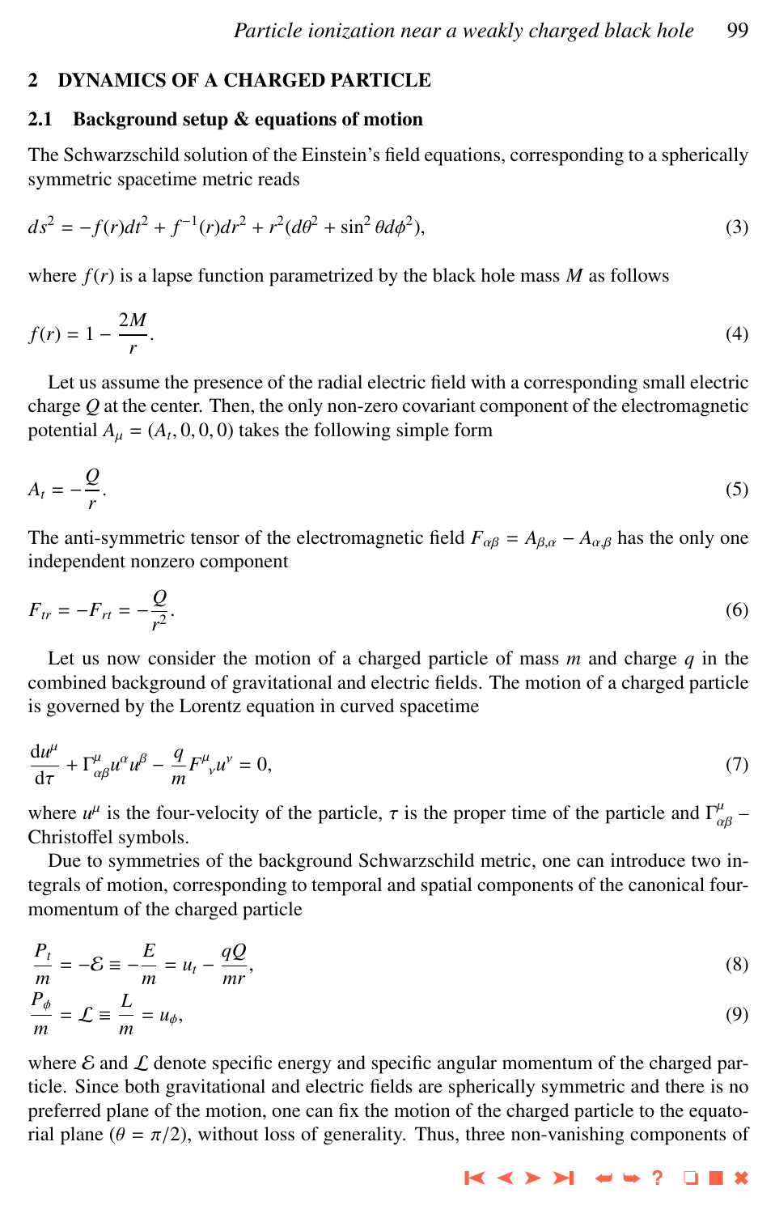## 2 DYNAMICS OF A CHARGED PARTICLE

### 2.1 Background setup & equations of motion

The Schwarzschild solution of the Einstein's field equations, corresponding to a spherically symmetric spacetime metric reads

$$ds^2 = -f(r)dt^2 + f^{-1}(r)dr^2 + r^2(d\theta^2 + \sin^2\theta d\phi^2), \tag{3}$$

where $f(r)$ is a lapse function parametrized by the black hole mass $M$ as follows

$$f(r) = 1 - \frac{2M}{r}. \tag{4}$$

Let us assume the presence of the radial electric field with a corresponding small electric charge $Q$ at the center. Then, the only non-zero covariant component of the electromagnetic potential $A_\mu = (A_t, 0, 0, 0)$ takes the following simple form

$$A_t = -\frac{Q}{r}. \tag{5}$$

The anti-symmetric tensor of the electromagnetic field $F_{\alpha\beta} = A_{\beta,\alpha} - A_{\alpha,\beta}$ has the only one independent nonzero component

$$F_{tr} = -F_{rt} = -\frac{Q}{r^2}. \tag{6}$$

Let us now consider the motion of a charged particle of mass $m$ and charge $q$ in the combined background of gravitational and electric fields. The motion of a charged particle is governed by the Lorentz equation in curved spacetime

$$\frac{\mathrm{d}u^\mu}{\mathrm{d}\tau} + \Gamma^\mu_{\alpha\beta}u^\alpha u^\beta - \frac{q}{m}F^\mu{}_\nu u^\nu = 0, \tag{7}$$

where $u^\mu$ is the four-velocity of the particle, $\tau$ is the proper time of the particle and $\Gamma^\mu_{\alpha\beta}$ – Christoffel symbols.

Due to symmetries of the background Schwarzschild metric, one can introduce two integrals of motion, corresponding to temporal and spatial components of the canonical four-momentum of the charged particle

$$\frac{P_t}{m} = -\mathcal{E} \equiv -\frac{E}{m} = u_t - \frac{qQ}{mr}, \tag{8}$$

$$\frac{P_\phi}{m} = \mathcal{L} \equiv \frac{L}{m} = u_\phi, \tag{9}$$

where $\mathcal{E}$ and $\mathcal{L}$ denote specific energy and specific angular momentum of the charged particle. Since both gravitational and electric fields are spherically symmetric and there is no preferred plane of the motion, one can fix the motion of the charged particle to the equatorial plane ($\theta = \pi/2$), without loss of generality. Thus, three non-vanishing components of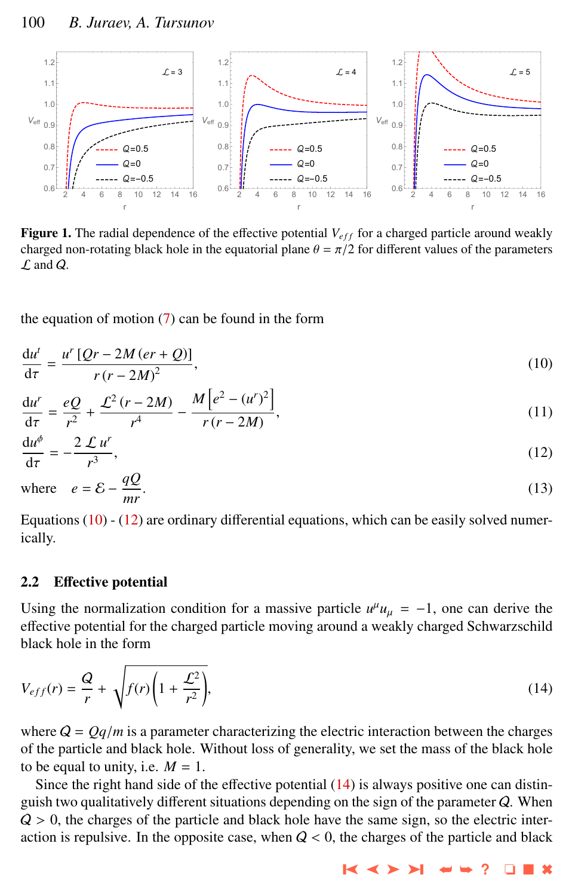**Figure 1.** The radial dependence of the effective potential $V_{eff}$ for a charged particle around weakly charged non-rotating black hole in the equatorial plane $\theta = \pi/2$ for different values of the parameters $\mathcal{L}$ and $\mathcal{Q}$.

the equation of motion (7) can be found in the form

$$\frac{du^t}{d\tau} = \frac{u^r \left[\mathcal{Q}r - 2M\left(er + \mathcal{Q}\right)\right]}{r\left(r - 2M\right)^2}, \tag{10}$$

$$\frac{du^r}{d\tau} = \frac{e\mathcal{Q}}{r^2} + \frac{\mathcal{L}^2\left(r - 2M\right)}{r^4} - \frac{M\left[e^2 - (u^r)^2\right]}{r\left(r - 2M\right)}, \tag{11}$$

$$\frac{du^\phi}{d\tau} = -\frac{2\,\mathcal{L}\,u^r}{r^3}, \tag{12}$$

$$\text{where} \quad e = \mathcal{E} - \frac{qQ}{mr}. \tag{13}$$

Equations (10) - (12) are ordinary differential equations, which can be easily solved numerically.

## 2.2 Effective potential

Using the normalization condition for a massive particle $u^\mu u_\mu = -1$, one can derive the effective potential for the charged particle moving around a weakly charged Schwarzschild black hole in the form

$$V_{eff}(r) = \frac{\mathcal{Q}}{r} + \sqrt{f(r)\left(1 + \frac{\mathcal{L}^2}{r^2}\right)}, \tag{14}$$

where $\mathcal{Q} = Qq/m$ is a parameter characterizing the electric interaction between the charges of the particle and black hole. Without loss of generality, we set the mass of the black hole to be equal to unity, i.e. $M = 1$.

Since the right hand side of the effective potential (14) is always positive one can distinguish two qualitatively different situations depending on the sign of the parameter $\mathcal{Q}$. When $\mathcal{Q} > 0$, the charges of the particle and black hole have the same sign, so the electric interaction is repulsive. In the opposite case, when $\mathcal{Q} < 0$, the charges of the particle and black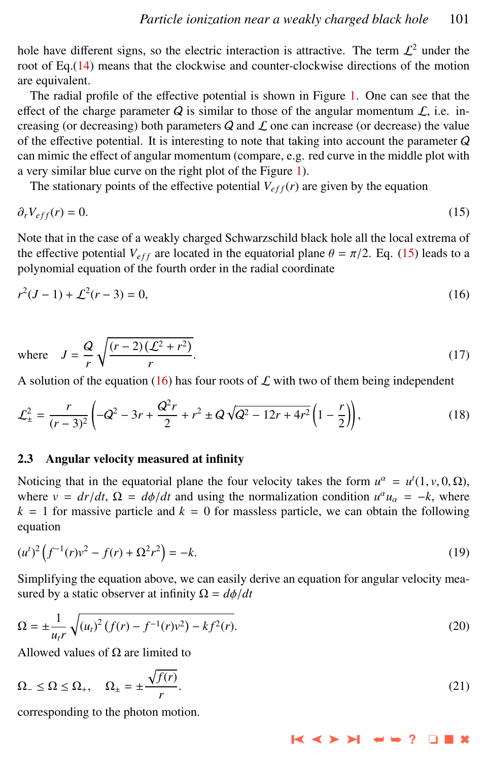hole have different signs, so the electric interaction is attractive. The term $\mathcal{L}^2$ under the root of Eq.(14) means that the clockwise and counter-clockwise directions of the motion are equivalent.

The radial profile of the effective potential is shown in Figure 1. One can see that the effect of the charge parameter $Q$ is similar to those of the angular momentum $\mathcal{L}$, i.e. increasing (or decreasing) both parameters $Q$ and $\mathcal{L}$ one can increase (or decrease) the value of the effective potential. It is interesting to note that taking into account the parameter $Q$ can mimic the effect of angular momentum (compare, e.g. red curve in the middle plot with a very similar blue curve on the right plot of the Figure 1).

The stationary points of the effective potential $V_{eff}(r)$ are given by the equation

$$\partial_r V_{eff}(r) = 0. \tag{15}$$

Note that in the case of a weakly charged Schwarzschild black hole all the local extrema of the effective potential $V_{eff}$ are located in the equatorial plane $\theta = \pi/2$. Eq. (15) leads to a polynomial equation of the fourth order in the radial coordinate

$$r^2(J-1) + \mathcal{L}^2(r-3) = 0, \tag{16}$$

$$\text{where} \quad J = \frac{Q}{r}\sqrt{\frac{(r-2)(\mathcal{L}^2 + r^2)}{r}}. \tag{17}$$

A solution of the equation (16) has four roots of $\mathcal{L}$ with two of them being independent

$$\mathcal{L}^2_{\pm} = \frac{r}{(r-3)^2}\left(-Q^2 - 3r + \frac{Q^2 r}{2} + r^2 \pm Q\sqrt{Q^2 - 12r + 4r^2}\left(1 - \frac{r}{2}\right)\right), \tag{18}$$

### 2.3 Angular velocity measured at infinity

Noticing that in the equatorial plane the four velocity takes the form $u^\alpha = u^t(1, v, 0, \Omega)$, where $v = dr/dt$, $\Omega = d\phi/dt$ and using the normalization condition $u^\alpha u_\alpha = -k$, where $k = 1$ for massive particle and $k = 0$ for massless particle, we can obtain the following equation

$$(u^t)^2\left(f^{-1}(r)v^2 - f(r) + \Omega^2 r^2\right) = -k. \tag{19}$$

Simplifying the equation above, we can easily derive an equation for angular velocity measured by a static observer at infinity $\Omega = d\phi/dt$

$$\Omega = \pm\frac{1}{u_t r}\sqrt{(u_t)^2\left(f(r) - f^{-1}(r)v^2\right) - kf^2(r)}. \tag{20}$$

Allowed values of $\Omega$ are limited to

$$\Omega_- \le \Omega \le \Omega_+, \quad \Omega_\pm = \pm\frac{\sqrt{f(r)}}{r}. \tag{21}$$

corresponding to the photon motion.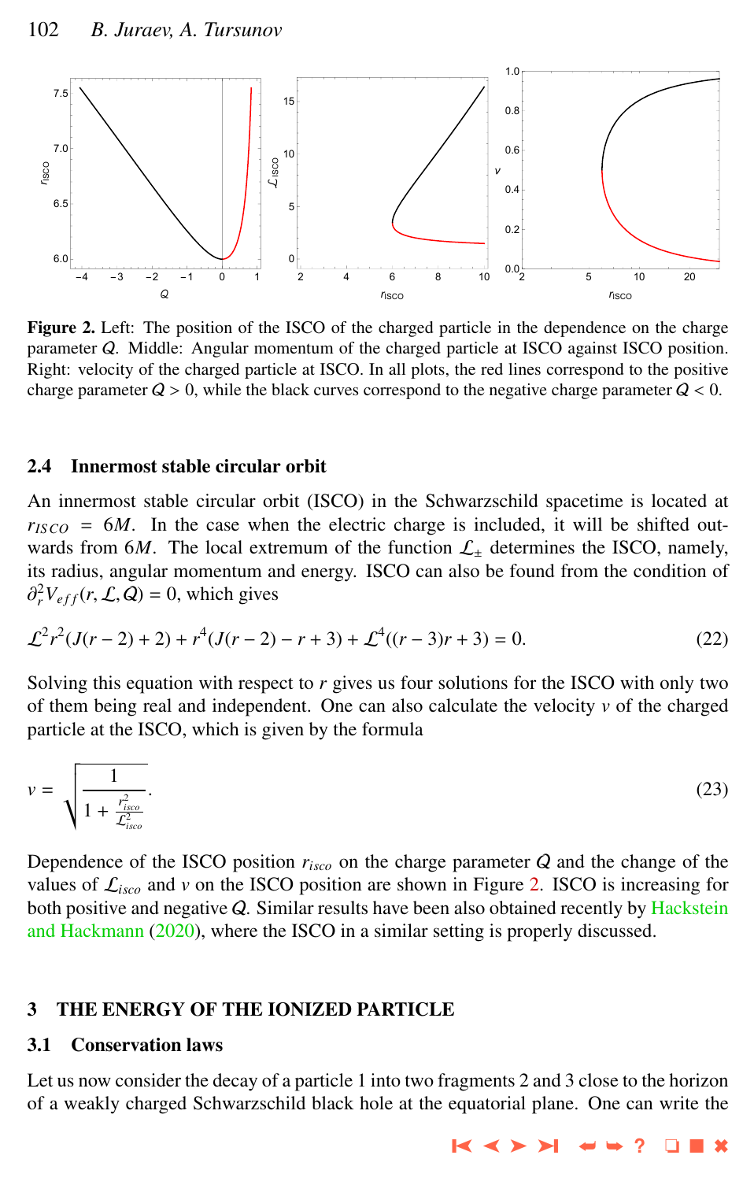**Figure 2.** Left: The position of the ISCO of the charged particle in the dependence on the charge parameter $\mathcal{Q}$. Middle: Angular momentum of the charged particle at ISCO against ISCO position. Right: velocity of the charged particle at ISCO. In all plots, the red lines correspond to the positive charge parameter $\mathcal{Q} > 0$, while the black curves correspond to the negative charge parameter $\mathcal{Q} < 0$.

### 2.4 Innermost stable circular orbit

An innermost stable circular orbit (ISCO) in the Schwarzschild spacetime is located at $r_{ISCO} = 6M$. In the case when the electric charge is included, it will be shifted outwards from $6M$. The local extremum of the function $\mathcal{L}_{\pm}$ determines the ISCO, namely, its radius, angular momentum and energy. ISCO can also be found from the condition of $\partial_r^2 V_{eff}(r, \mathcal{L}, \mathcal{Q}) = 0$, which gives

$$\mathcal{L}^2 r^2 (J(r-2)+2) + r^4 (J(r-2) - r + 3) + \mathcal{L}^4 ((r-3)r + 3) = 0. \tag{22}$$

Solving this equation with respect to $r$ gives us four solutions for the ISCO with only two of them being real and independent. One can also calculate the velocity $v$ of the charged particle at the ISCO, which is given by the formula

$$v = \sqrt{\frac{1}{1 + \frac{r_{isco}^2}{\mathcal{L}_{isco}^2}}}. \tag{23}$$

Dependence of the ISCO position $r_{isco}$ on the charge parameter $\mathcal{Q}$ and the change of the values of $\mathcal{L}_{isco}$ and $v$ on the ISCO position are shown in Figure 2. ISCO is increasing for both positive and negative $\mathcal{Q}$. Similar results have been also obtained recently by Hackstein and Hackmann (2020), where the ISCO in a similar setting is properly discussed.

## 3 THE ENERGY OF THE IONIZED PARTICLE

### 3.1 Conservation laws

Let us now consider the decay of a particle 1 into two fragments 2 and 3 close to the horizon of a weakly charged Schwarzschild black hole at the equatorial plane. One can write the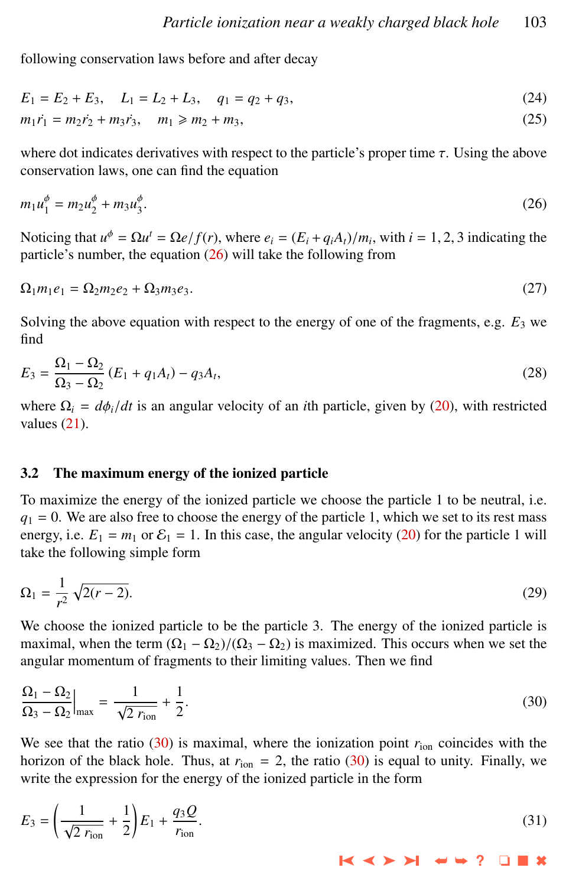following conservation laws before and after decay

$$E_1 = E_2 + E_3, \quad L_1 = L_2 + L_3, \quad q_1 = q_2 + q_3, \tag{24}$$

$$m_1 \dot{r}_1 = m_2 \dot{r}_2 + m_3 \dot{r}_3, \quad m_1 \geqslant m_2 + m_3, \tag{25}$$

where dot indicates derivatives with respect to the particle's proper time $\tau$. Using the above conservation laws, one can find the equation

$$m_1 u_1^\phi = m_2 u_2^\phi + m_3 u_3^\phi. \tag{26}$$

Noticing that $u^\phi = \Omega u^t = \Omega e / f(r)$, where $e_i = (E_i + q_i A_t)/m_i$, with $i = 1, 2, 3$ indicating the particle's number, the equation (26) will take the following from

$$\Omega_1 m_1 e_1 = \Omega_2 m_2 e_2 + \Omega_3 m_3 e_3. \tag{27}$$

Solving the above equation with respect to the energy of one of the fragments, e.g. $E_3$ we find

$$E_3 = \frac{\Omega_1 - \Omega_2}{\Omega_3 - \Omega_2} \left(E_1 + q_1 A_t\right) - q_3 A_t, \tag{28}$$

where $\Omega_i = d\phi_i/dt$ is an angular velocity of an $i$th particle, given by (20), with restricted values (21).

## 3.2 The maximum energy of the ionized particle

To maximize the energy of the ionized particle we choose the particle 1 to be neutral, i.e. $q_1 = 0$. We are also free to choose the energy of the particle 1, which we set to its rest mass energy, i.e. $E_1 = m_1$ or $\mathcal{E}_1 = 1$. In this case, the angular velocity (20) for the particle 1 will take the following simple form

$$\Omega_1 = \frac{1}{r^2} \sqrt{2(r-2)}. \tag{29}$$

We choose the ionized particle to be the particle 3. The energy of the ionized particle is maximal, when the term $(\Omega_1 - \Omega_2)/(\Omega_3 - \Omega_2)$ is maximized. This occurs when we set the angular momentum of fragments to their limiting values. Then we find

$$\left.\frac{\Omega_1 - \Omega_2}{\Omega_3 - \Omega_2}\right|_{\max} = \frac{1}{\sqrt{2\, r_{\rm ion}}} + \frac{1}{2}. \tag{30}$$

We see that the ratio (30) is maximal, where the ionization point $r_{\rm ion}$ coincides with the horizon of the black hole. Thus, at $r_{\rm ion} = 2$, the ratio (30) is equal to unity. Finally, we write the expression for the energy of the ionized particle in the form

$$E_3 = \left(\frac{1}{\sqrt{2\, r_{\rm ion}}} + \frac{1}{2}\right) E_1 + \frac{q_3 Q}{r_{\rm ion}}. \tag{31}$$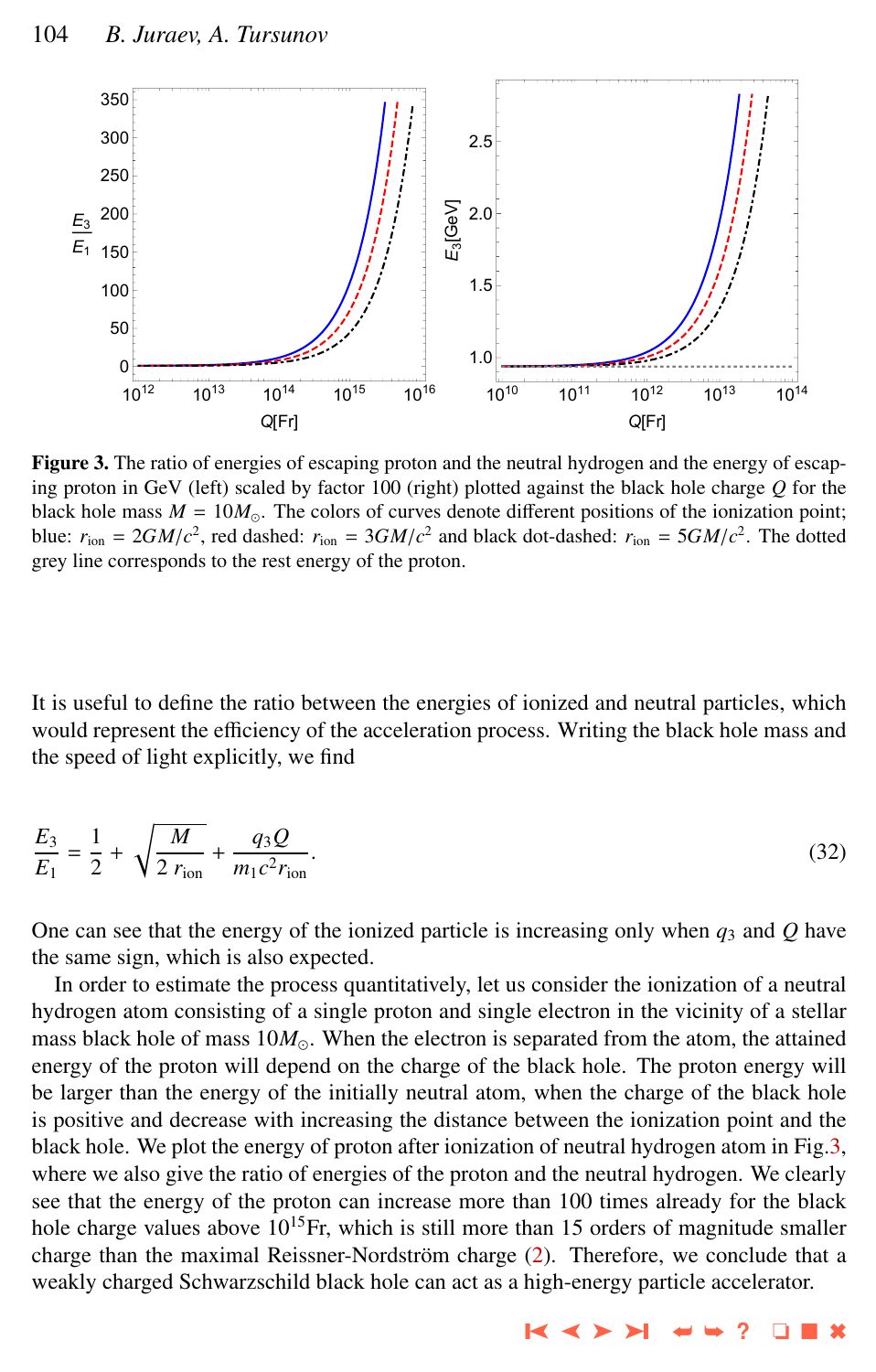**Figure 3.** The ratio of energies of escaping proton and the neutral hydrogen and the energy of escaping proton in GeV (left) scaled by factor 100 (right) plotted against the black hole charge $Q$ for the black hole mass $M = 10M_{\odot}$. The colors of curves denote different positions of the ionization point; blue: $r_{\rm ion} = 2GM/c^2$, red dashed: $r_{\rm ion} = 3GM/c^2$ and black dot-dashed: $r_{\rm ion} = 5GM/c^2$. The dotted grey line corresponds to the rest energy of the proton.

It is useful to define the ratio between the energies of ionized and neutral particles, which would represent the efficiency of the acceleration process. Writing the black hole mass and the speed of light explicitly, we find

$$\frac{E_3}{E_1} = \frac{1}{2} + \sqrt{\frac{M}{2\, r_{\rm ion}}} + \frac{q_3 Q}{m_1 c^2 r_{\rm ion}}. \tag{32}$$

One can see that the energy of the ionized particle is increasing only when $q_3$ and $Q$ have the same sign, which is also expected.

In order to estimate the process quantitatively, let us consider the ionization of a neutral hydrogen atom consisting of a single proton and single electron in the vicinity of a stellar mass black hole of mass $10M_{\odot}$. When the electron is separated from the atom, the attained energy of the proton will depend on the charge of the black hole. The proton energy will be larger than the energy of the initially neutral atom, when the charge of the black hole is positive and decrease with increasing the distance between the ionization point and the black hole. We plot the energy of proton after ionization of neutral hydrogen atom in Fig.3, where we also give the ratio of energies of the proton and the neutral hydrogen. We clearly see that the energy of the proton can increase more than 100 times already for the black hole charge values above $10^{15}$Fr, which is still more than 15 orders of magnitude smaller charge than the maximal Reissner-Nordström charge (2). Therefore, we conclude that a weakly charged Schwarzschild black hole can act as a high-energy particle accelerator.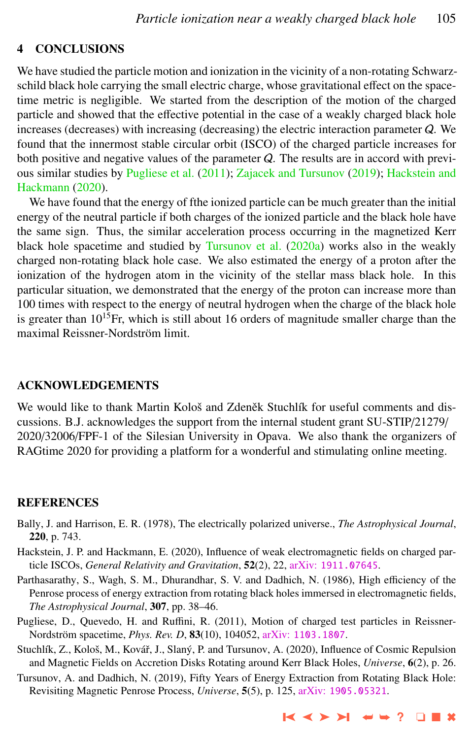## 4 CONCLUSIONS

We have studied the particle motion and ionization in the vicinity of a non-rotating Schwarzschild black hole carrying the small electric charge, whose gravitational effect on the spacetime metric is negligible. We started from the description of the motion of the charged particle and showed that the effective potential in the case of a weakly charged black hole increases (decreases) with increasing (decreasing) the electric interaction parameter $\mathcal{Q}$. We found that the innermost stable circular orbit (ISCO) of the charged particle increases for both positive and negative values of the parameter $\mathcal{Q}$. The results are in accord with previous similar studies by Pugliese et al. (2011); Zajacek and Tursunov (2019); Hackstein and Hackmann (2020).

We have found that the energy of fthe ionized particle can be much greater than the initial energy of the neutral particle if both charges of the ionized particle and the black hole have the same sign. Thus, the similar acceleration process occurring in the magnetized Kerr black hole spacetime and studied by Tursunov et al. (2020a) works also in the weakly charged non-rotating black hole case. We also estimated the energy of a proton after the ionization of the hydrogen atom in the vicinity of the stellar mass black hole. In this particular situation, we demonstrated that the energy of the proton can increase more than 100 times with respect to the energy of neutral hydrogen when the charge of the black hole is greater than $10^{15}$Fr, which is still about 16 orders of magnitude smaller charge than the maximal Reissner-Nordström limit.

## ACKNOWLEDGEMENTS

We would like to thank Martin Kološ and Zdeněk Stuchlík for useful comments and discussions. B.J. acknowledges the support from the internal student grant SU-STIP/21279/2020/32006/FPF-1 of the Silesian University in Opava. We also thank the organizers of RAGtime 2020 for providing a platform for a wonderful and stimulating online meeting.

## REFERENCES

Bally, J. and Harrison, E. R. (1978), The electrically polarized universe., *The Astrophysical Journal*, **220**, p. 743.

Hackstein, J. P. and Hackmann, E. (2020), Influence of weak electromagnetic fields on charged particle ISCOs, *General Relativity and Gravitation*, **52**(2), 22, arXiv: 1911.07645.

Parthasarathy, S., Wagh, S. M., Dhurandhar, S. V. and Dadhich, N. (1986), High efficiency of the Penrose process of energy extraction from rotating black holes immersed in electromagnetic fields, *The Astrophysical Journal*, **307**, pp. 38–46.

Pugliese, D., Quevedo, H. and Ruffini, R. (2011), Motion of charged test particles in Reissner-Nordström spacetime, *Phys. Rev. D*, **83**(10), 104052, arXiv: 1103.1807.

Stuchlík, Z., Kološ, M., Kovář, J., Slaný, P. and Tursunov, A. (2020), Influence of Cosmic Repulsion and Magnetic Fields on Accretion Disks Rotating around Kerr Black Holes, *Universe*, **6**(2), p. 26.

Tursunov, A. and Dadhich, N. (2019), Fifty Years of Energy Extraction from Rotating Black Hole: Revisiting Magnetic Penrose Process, *Universe*, **5**(5), p. 125, arXiv: 1905.05321.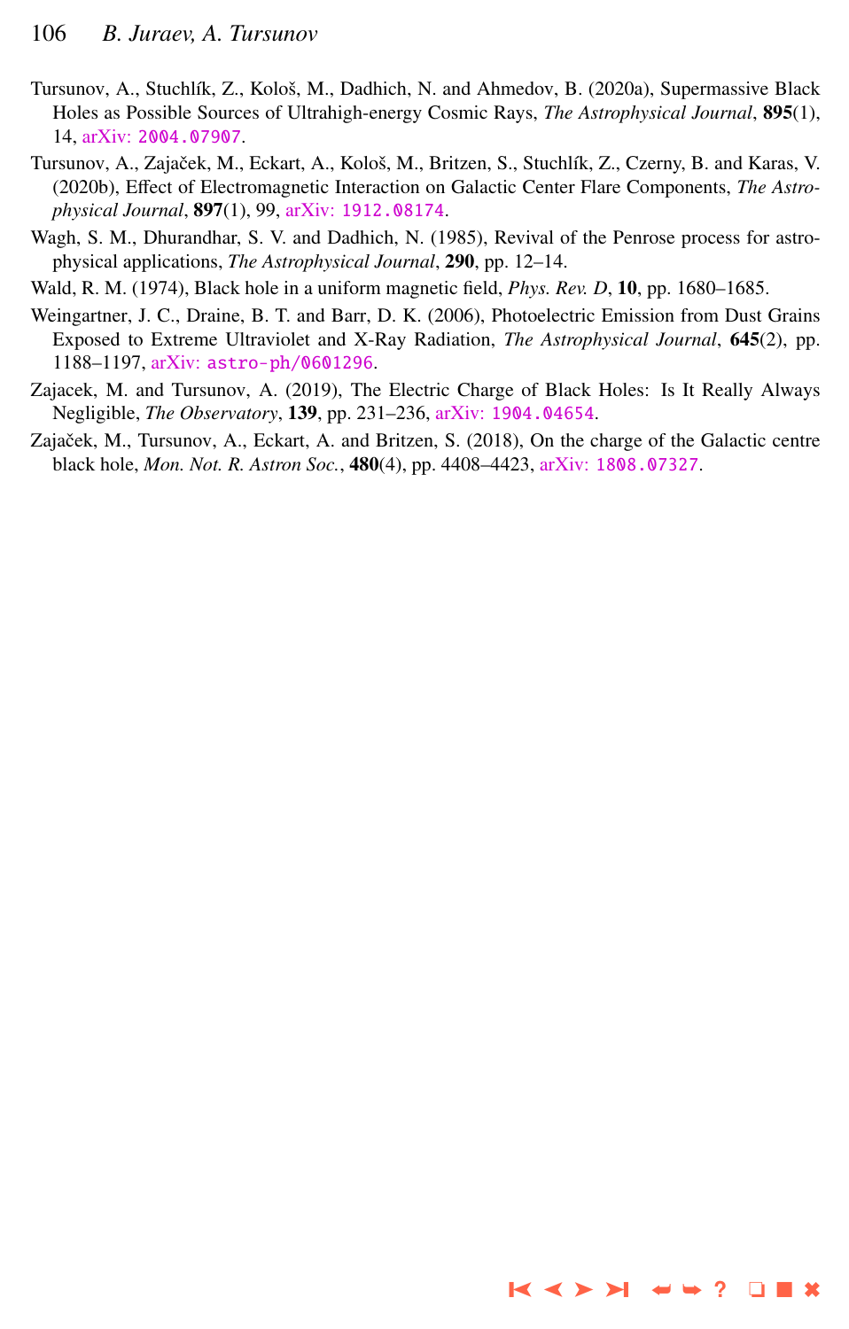Tursunov, A., Stuchlík, Z., Kološ, M., Dadhich, N. and Ahmedov, B. (2020a), Supermassive Black Holes as Possible Sources of Ultrahigh-energy Cosmic Rays, *The Astrophysical Journal*, **895**(1), 14, arXiv: 2004.07907.

Tursunov, A., Zajaček, M., Eckart, A., Kološ, M., Britzen, S., Stuchlík, Z., Czerny, B. and Karas, V. (2020b), Effect of Electromagnetic Interaction on Galactic Center Flare Components, *The Astrophysical Journal*, **897**(1), 99, arXiv: 1912.08174.

Wagh, S. M., Dhurandhar, S. V. and Dadhich, N. (1985), Revival of the Penrose process for astrophysical applications, *The Astrophysical Journal*, **290**, pp. 12–14.

Wald, R. M. (1974), Black hole in a uniform magnetic field, *Phys. Rev. D*, **10**, pp. 1680–1685.

Weingartner, J. C., Draine, B. T. and Barr, D. K. (2006), Photoelectric Emission from Dust Grains Exposed to Extreme Ultraviolet and X-Ray Radiation, *The Astrophysical Journal*, **645**(2), pp. 1188–1197, arXiv: astro-ph/0601296.

Zajacek, M. and Tursunov, A. (2019), The Electric Charge of Black Holes: Is It Really Always Negligible, *The Observatory*, **139**, pp. 231–236, arXiv: 1904.04654.

Zajaček, M., Tursunov, A., Eckart, A. and Britzen, S. (2018), On the charge of the Galactic centre black hole, *Mon. Not. R. Astron Soc.*, **480**(4), pp. 4408–4423, arXiv: 1808.07327.